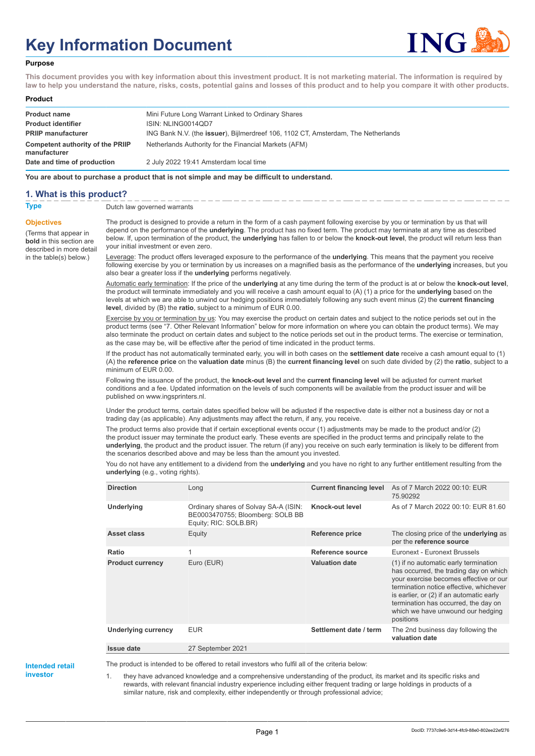# Key Information Document

**Purpose**

**This document provides you with key information about this investment product. It is not marketing material. The information is required by law to help you understand the nature, risks, costs, potential gains and losses of this product and to help you compare it with other products.**

**Product**

| | |
|---|---|
| **Product name** | Mini Future Long Warrant Linked to Ordinary Shares |
| **Product identifier** | ISIN: NLING0014QD7 |
| **PRIIP manufacturer** | ING Bank N.V. (the **issuer**), Bijlmerdreef 106, 1102 CT, Amsterdam, The Netherlands |
| **Competent authority of the PRIIP manufacturer** | Netherlands Authority for the Financial Markets (AFM) |
| **Date and time of production** | 2 July 2022 19:41 Amsterdam local time |

**You are about to purchase a product that is not simple and may be difficult to understand.**

## 1. What is this product?

**Type**

Dutch law governed warrants

**Objectives**

(Terms that appear in **bold** in this section are described in more detail in the table(s) below.)

The product is designed to provide a return in the form of a cash payment following exercise by you or termination by us that will depend on the performance of the **underlying**. The product has no fixed term. The product may terminate at any time as described below. If, upon termination of the product, the **underlying** has fallen to or below the **knock-out level**, the product will return less than your initial investment or even zero.

Leverage: The product offers leveraged exposure to the performance of the **underlying**. This means that the payment you receive following exercise by you or termination by us increases on a magnified basis as the performance of the **underlying** increases, but you also bear a greater loss if the **underlying** performs negatively.

Automatic early termination: If the price of the **underlying** at any time during the term of the product is at or below the **knock-out level**, the product will terminate immediately and you will receive a cash amount equal to (A) (1) a price for the **underlying** based on the levels at which we are able to unwind our hedging positions immediately following any such event minus (2) the **current financing level**, divided by (B) the **ratio**, subject to a minimum of EUR 0.00.

Exercise by you or termination by us: You may exercise the product on certain dates and subject to the notice periods set out in the product terms (see "7. Other Relevant Information" below for more information on where you can obtain the product terms). We may also terminate the product on certain dates and subject to the notice periods set out in the product terms. The exercise or termination, as the case may be, will be effective after the period of time indicated in the product terms.

If the product has not automatically terminated early, you will in both cases on the **settlement date** receive a cash amount equal to (1) (A) the **reference price** on the **valuation date** minus (B) the **current financing level** on such date divided by (2) the **ratio**, subject to a minimum of EUR 0.00.

Following the issuance of the product, the **knock-out level** and the **current financing level** will be adjusted for current market conditions and a fee. Updated information on the levels of such components will be available from the product issuer and will be published on www.ingsprinters.nl.

Under the product terms, certain dates specified below will be adjusted if the respective date is either not a business day or not a trading day (as applicable). Any adjustments may affect the return, if any, you receive.

The product terms also provide that if certain exceptional events occur (1) adjustments may be made to the product and/or (2) the product issuer may terminate the product early. These events are specified in the product terms and principally relate to the **underlying**, the product and the product issuer. The return (if any) you receive on such early termination is likely to be different from the scenarios described above and may be less than the amount you invested.

You do not have any entitlement to a dividend from the **underlying** and you have no right to any further entitlement resulting from the **underlying** (e.g., voting rights).

| | | | |
|---|---|---|---|
| **Direction** | Long | **Current financing level** | As of 7 March 2022 00:10: EUR 75.90292 |
| **Underlying** | Ordinary shares of Solvay SA-A (ISIN: BE0003470755; Bloomberg: SOLB BB Equity; RIC: SOLB.BR) | **Knock-out level** | As of 7 March 2022 00:10: EUR 81.60 |
| **Asset class** | Equity | **Reference price** | The closing price of the **underlying** as per the **reference source** |
| **Ratio** | 1 | **Reference source** | Euronext - Euronext Brussels |
| **Product currency** | Euro (EUR) | **Valuation date** | (1) if no automatic early termination has occurred, the trading day on which your exercise becomes effective or our termination notice effective, whichever is earlier, or (2) if an automatic early termination has occurred, the day on which we have unwound our hedging positions |
| **Underlying currency** | EUR | **Settlement date / term** | The 2nd business day following the **valuation date** |
| **Issue date** | 27 September 2021 | | |

**Intended retail investor**

The product is intended to be offered to retail investors who fulfil all of the criteria below:

1. they have advanced knowledge and a comprehensive understanding of the product, its market and its specific risks and rewards, with relevant financial industry experience including either frequent trading or large holdings in products of a similar nature, risk and complexity, either independently or through professional advice;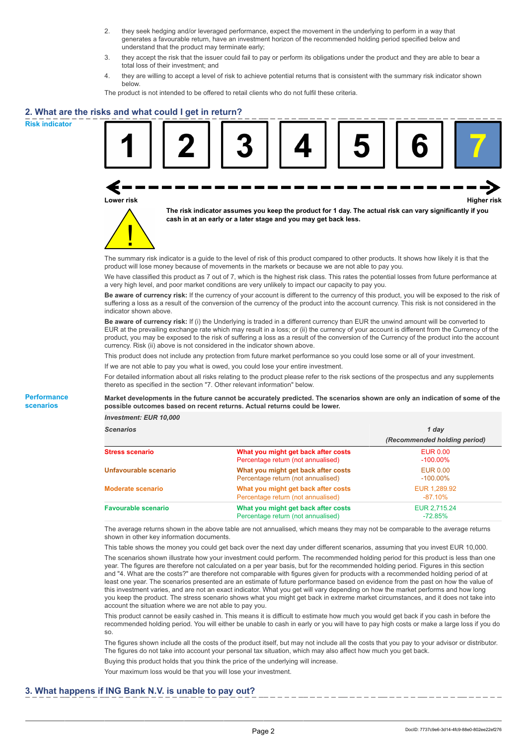2. they seek hedging and/or leveraged performance, expect the movement in the underlying to perform in a way that generates a favourable return, have an investment horizon of the recommended holding period specified below and understand that the product may terminate early;
3. they accept the risk that the issuer could fail to pay or perform its obligations under the product and they are able to bear a total loss of their investment; and
4. they are willing to accept a level of risk to achieve potential returns that is consistent with the summary risk indicator shown below.

The product is not intended to be offered to retail clients who do not fulfil these criteria.

## 2. What are the risks and what could I get in return?

### Risk indicator

| 1 | 2 | 3 | 4 | 5 | 6 | **7** |
|---|---|---|---|---|---|---|

Lower risk — Higher risk

**The risk indicator assumes you keep the product for 1 day. The actual risk can vary significantly if you cash in at an early or a later stage and you may get back less.**

The summary risk indicator is a guide to the level of risk of this product compared to other products. It shows how likely it is that the product will lose money because of movements in the markets or because we are not able to pay you.

We have classified this product as 7 out of 7, which is the highest risk class. This rates the potential losses from future performance at a very high level, and poor market conditions are very unlikely to impact our capacity to pay you.

**Be aware of currency risk:** If the currency of your account is different to the currency of this product, you will be exposed to the risk of suffering a loss as a result of the conversion of the currency of the product into the account currency. This risk is not considered in the indicator shown above.

**Be aware of currency risk:** If (i) the Underlying is traded in a different currency than EUR the unwind amount will be converted to EUR at the prevailing exchange rate which may result in a loss; or (ii) the currency of your account is different from the Currency of the product, you may be exposed to the risk of suffering a loss as a result of the conversion of the Currency of the product into the account currency. Risk (ii) above is not considered in the indicator shown above.

This product does not include any protection from future market performance so you could lose some or all of your investment.

If we are not able to pay you what is owed, you could lose your entire investment.

For detailed information about all risks relating to the product please refer to the risk sections of the prospectus and any supplements thereto as specified in the section "7. Other relevant information" below.

### Performance scenarios

**Market developments in the future cannot be accurately predicted. The scenarios shown are only an indication of some of the possible outcomes based on recent returns. Actual returns could be lower.**

*Investment: EUR 10,000*

| *Scenarios* | | *1 day* *(Recommended holding period)* |
|---|---|---|
| **Stress scenario** | **What you might get back after costs** | EUR 0.00 |
| | Percentage return (not annualised) | -100.00% |
| **Unfavourable scenario** | **What you might get back after costs** | EUR 0.00 |
| | Percentage return (not annualised) | -100.00% |
| **Moderate scenario** | **What you might get back after costs** | EUR 1,289.92 |
| | Percentage return (not annualised) | -87.10% |
| **Favourable scenario** | **What you might get back after costs** | EUR 2,715.24 |
| | Percentage return (not annualised) | -72.85% |

The average returns shown in the above table are not annualised, which means they may not be comparable to the average returns shown in other key information documents.

This table shows the money you could get back over the next day under different scenarios, assuming that you invest EUR 10,000.

The scenarios shown illustrate how your investment could perform. The recommended holding period for this product is less than one year. The figures are therefore not calculated on a per year basis, but for the recommended holding period. Figures in this section and "4. What are the costs?" are therefore not comparable with figures given for products with a recommended holding period of at least one year. The scenarios presented are an estimate of future performance based on evidence from the past on how the value of this investment varies, and are not an exact indicator. What you get will vary depending on how the market performs and how long you keep the product. The stress scenario shows what you might get back in extreme market circumstances, and it does not take into account the situation where we are not able to pay you.

This product cannot be easily cashed in. This means it is difficult to estimate how much you would get back if you cash in before the recommended holding period. You will either be unable to cash in early or you will have to pay high costs or make a large loss if you do so.

The figures shown include all the costs of the product itself, but may not include all the costs that you pay to your advisor or distributor. The figures do not take into account your personal tax situation, which may also affect how much you get back.

Buying this product holds that you think the price of the underlying will increase.

Your maximum loss would be that you will lose your investment.

## 3. What happens if ING Bank N.V. is unable to pay out?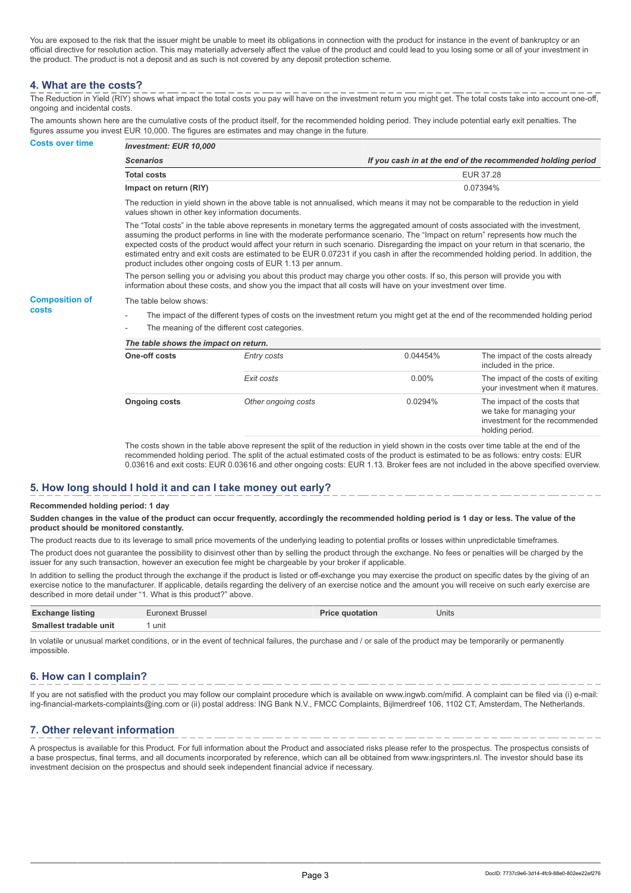You are exposed to the risk that the issuer might be unable to meet its obligations in connection with the product for instance in the event of bankruptcy or an official directive for resolution action. This may materially adversely affect the value of the product and could lead to you losing some or all of your investment in the product. The product is not a deposit and as such is not covered by any deposit protection scheme.

## 4. What are the costs?

The Reduction in Yield (RIY) shows what impact the total costs you pay will have on the investment return you might get. The total costs take into account one-off, ongoing and incidental costs.

The amounts shown here are the cumulative costs of the product itself, for the recommended holding period. They include potential early exit penalties. The figures assume you invest EUR 10,000. The figures are estimates and may change in the future.

### Costs over time

| *Investment: EUR 10,000* | |
|---|---|
| ***Scenarios*** | ***If you cash in at the end of the recommended holding period*** |
| **Total costs** | EUR 37.28 |
| **Impact on return (RIY)** | 0.07394% |

The reduction in yield shown in the above table is not annualised, which means it may not be comparable to the reduction in yield values shown in other key information documents.

The "Total costs" in the table above represents in monetary terms the aggregated amount of costs associated with the investment, assuming the product performs in line with the moderate performance scenario. The "Impact on return" represents how much the expected costs of the product would affect your return in such scenario. Disregarding the impact on your return in that scenario, the estimated entry and exit costs are estimated to be EUR 0.07231 if you cash in after the recommended holding period. In addition, the product includes other ongoing costs of EUR 1.13 per annum.

The person selling you or advising you about this product may charge you other costs. If so, this person will provide you with information about these costs, and show you the impact that all costs will have on your investment over time.

### Composition of costs

The table below shows:

- The impact of the different types of costs on the investment return you might get at the end of the recommended holding period
- The meaning of the different cost categories.

| *The table shows the impact on return.* | | | |
|---|---|---|---|
| **One-off costs** | *Entry costs* | 0.04454% | The impact of the costs already included in the price. |
| | *Exit costs* | 0.00% | The impact of the costs of exiting your investment when it matures. |
| **Ongoing costs** | *Other ongoing costs* | 0.0294% | The impact of the costs that we take for managing your investment for the recommended holding period. |

The costs shown in the table above represent the split of the reduction in yield shown in the costs over time table at the end of the recommended holding period. The split of the actual estimated costs of the product is estimated to be as follows: entry costs: EUR 0.03616 and exit costs: EUR 0.03616 and other ongoing costs: EUR 1.13. Broker fees are not included in the above specified overview.

## 5. How long should I hold it and can I take money out early?

**Recommended holding period: 1 day**

**Sudden changes in the value of the product can occur frequently, accordingly the recommended holding period is 1 day or less. The value of the product should be monitored constantly.**

The product reacts due to its leverage to small price movements of the underlying leading to potential profits or losses within unpredictable timeframes.

The product does not guarantee the possibility to disinvest other than by selling the product through the exchange. No fees or penalties will be charged by the issuer for any such transaction, however an execution fee might be chargeable by your broker if applicable.

In addition to selling the product through the exchange if the product is listed or off-exchange you may exercise the product on specific dates by the giving of an exercise notice to the manufacturer. If applicable, details regarding the delivery of an exercise notice and the amount you will receive on such early exercise are described in more detail under "1. What is this product?" above.

| | | | |
|---|---|---|---|
| **Exchange listing** | Euronext Brussel | **Price quotation** | Units |
| **Smallest tradable unit** | 1 unit | | |

In volatile or unusual market conditions, or in the event of technical failures, the purchase and / or sale of the product may be temporarily or permanently impossible.

## 6. How can I complain?

If you are not satisfied with the product you may follow our complaint procedure which is available on www.ingwb.com/mifid. A complaint can be filed via (i) e-mail: ing-financial-markets-complaints@ing.com or (ii) postal address: ING Bank N.V., FMCC Complaints, Bijlmerdreef 106, 1102 CT, Amsterdam, The Netherlands.

## 7. Other relevant information

A prospectus is available for this Product. For full information about the Product and associated risks please refer to the prospectus. The prospectus consists of a base prospectus, final terms, and all documents incorporated by reference, which can all be obtained from www.ingsprinters.nl. The investor should base its investment decision on the prospectus and should seek independent financial advice if necessary.